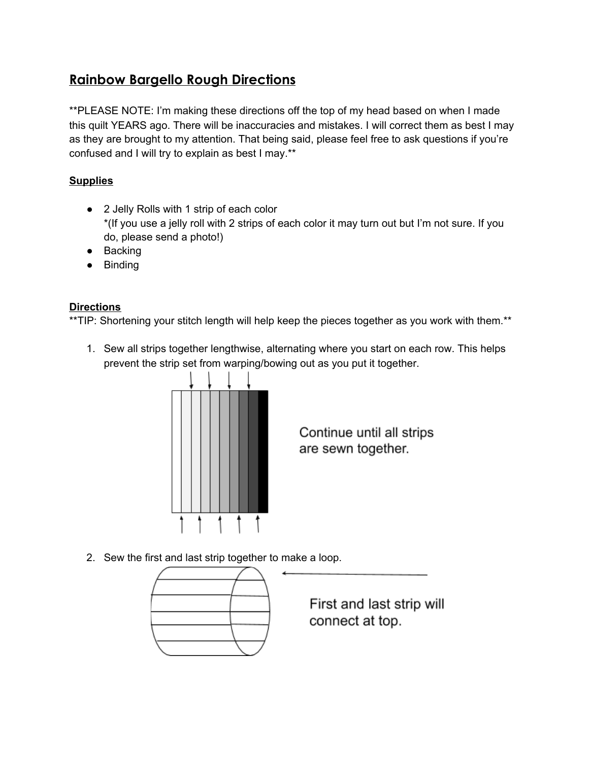## Rainbow Bargello Rough Directions

**PLEASE NOTE: I'm making these directions off the top of my head based on when I made this quilt YEARS ago. There will be inaccuracies and mistakes. I will correct them as best I may as they are brought to my attention. That being said, please feel free to ask questions if you're confused and I will try to explain as best I may.**

### Supplies

- 2 Jelly Rolls with 1 strip of each color
  *(If you use a jelly roll with 2 strips of each color it may turn out but I'm not sure. If you do, please send a photo!)
- Backing
- Binding

### Directions

**TIP: Shortening your stitch length will help keep the pieces together as you work with them.**

1. Sew all strips together lengthwise, alternating where you start on each row. This helps prevent the strip set from warping/bowing out as you put it together.

   Continue until all strips are sewn together.

2. Sew the first and last strip together to make a loop.

   First and last strip will connect at top.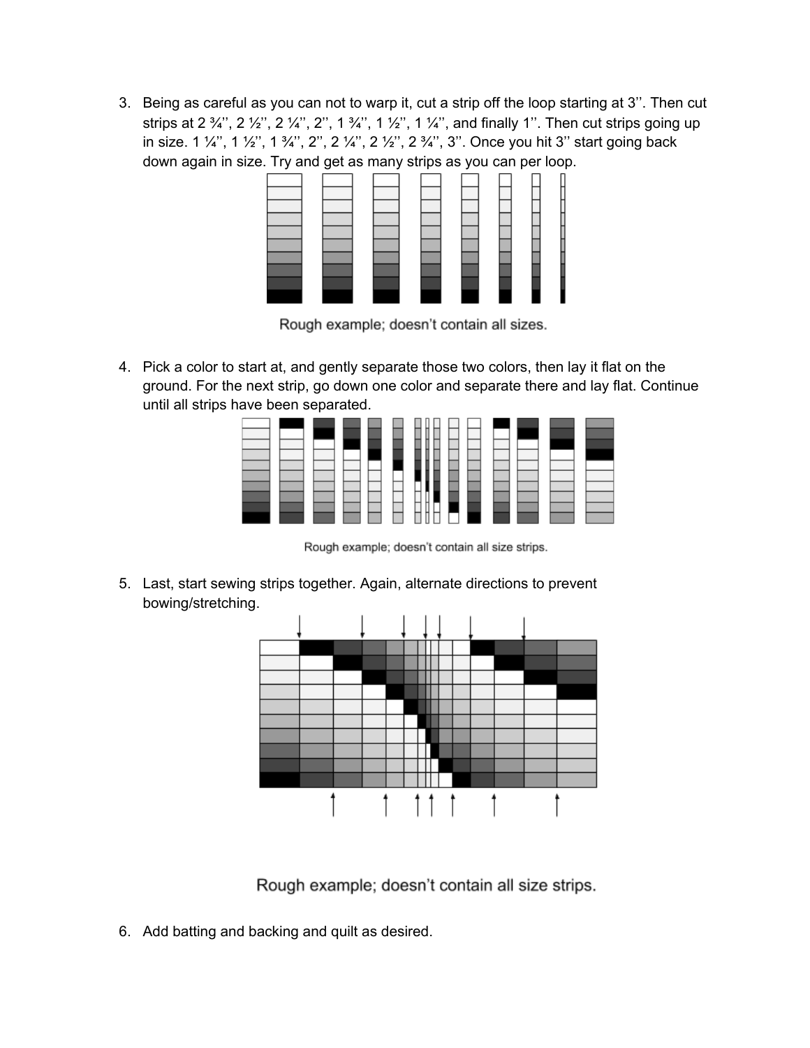3. Being as careful as you can not to warp it, cut a strip off the loop starting at 3''. Then cut strips at 2 ¾'', 2 ½'', 2 ¼'', 2'', 1 ¾'', 1 ½'', 1 ¼'', and finally 1''. Then cut strips going up in size. 1 ¼'', 1 ½'', 1 ¾'', 2'', 2 ¼'', 2 ½'', 2 ¾'', 3''. Once you hit 3'' start going back down again in size. Try and get as many strips as you can per loop.

Rough example; doesn't contain all sizes.

4. Pick a color to start at, and gently separate those two colors, then lay it flat on the ground. For the next strip, go down one color and separate there and lay flat. Continue until all strips have been separated.

Rough example; doesn't contain all size strips.

5. Last, start sewing strips together. Again, alternate directions to prevent bowing/stretching.

Rough example; doesn't contain all size strips.

6. Add batting and backing and quilt as desired.